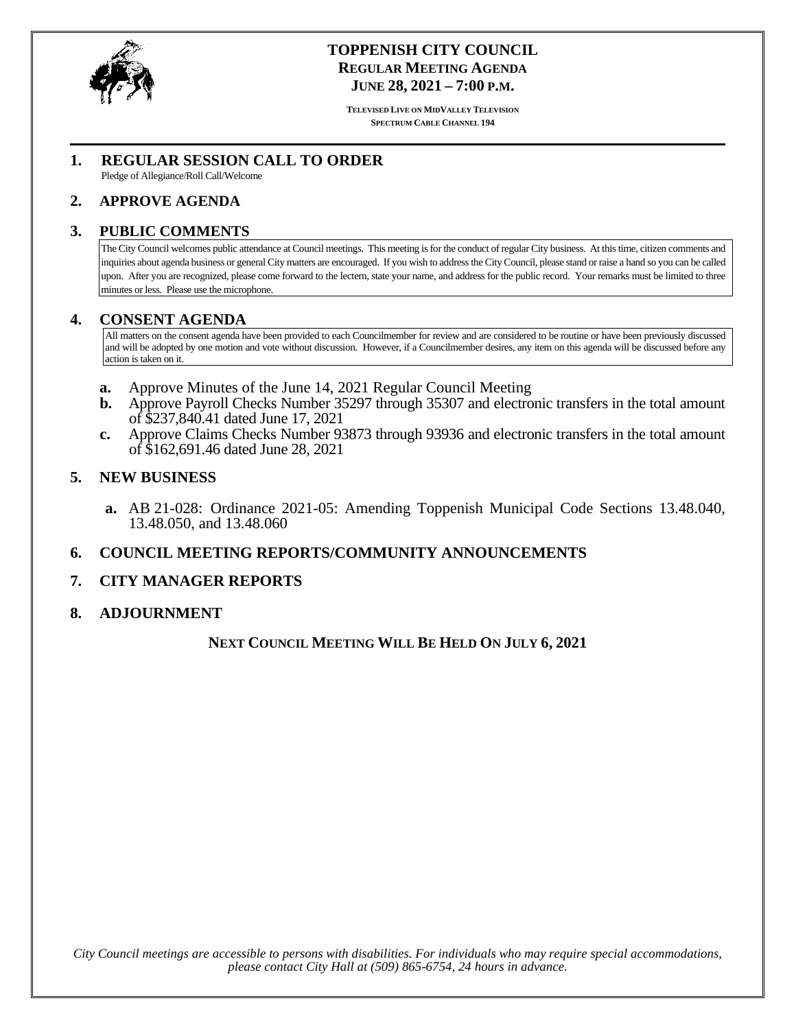# TOPPENISH CITY COUNCIL

## REGULAR MEETING AGENDA

## JUNE 28, 2021 – 7:00 P.M.

TELEVISED LIVE ON MIDVALLEY TELEVISION
SPECTRUM CABLE CHANNEL 194

## 1. REGULAR SESSION CALL TO ORDER

Pledge of Allegiance/Roll Call/Welcome

## 2. APPROVE AGENDA

## 3. PUBLIC COMMENTS

The City Council welcomes public attendance at Council meetings. This meeting is for the conduct of regular City business. At this time, citizen comments and inquiries about agenda business or general City matters are encouraged. If you wish to address the City Council, please stand or raise a hand so you can be called upon. After you are recognized, please come forward to the lectern, state your name, and address for the public record. Your remarks must be limited to three minutes or less. Please use the microphone.

## 4. CONSENT AGENDA

All matters on the consent agenda have been provided to each Councilmember for review and are considered to be routine or have been previously discussed and will be adopted by one motion and vote without discussion. However, if a Councilmember desires, any item on this agenda will be discussed before any action is taken on it.

- **a.** Approve Minutes of the June 14, 2021 Regular Council Meeting
- **b.** Approve Payroll Checks Number 35297 through 35307 and electronic transfers in the total amount of $237,840.41 dated June 17, 2021
- **c.** Approve Claims Checks Number 93873 through 93936 and electronic transfers in the total amount of $162,691.46 dated June 28, 2021

## 5. NEW BUSINESS

- **a.** AB 21-028: Ordinance 2021-05: Amending Toppenish Municipal Code Sections 13.48.040, 13.48.050, and 13.48.060

## 6. COUNCIL MEETING REPORTS/COMMUNITY ANNOUNCEMENTS

## 7. CITY MANAGER REPORTS

## 8. ADJOURNMENT

**NEXT COUNCIL MEETING WILL BE HELD ON JULY 6, 2021**

*City Council meetings are accessible to persons with disabilities. For individuals who may require special accommodations, please contact City Hall at (509) 865-6754, 24 hours in advance.*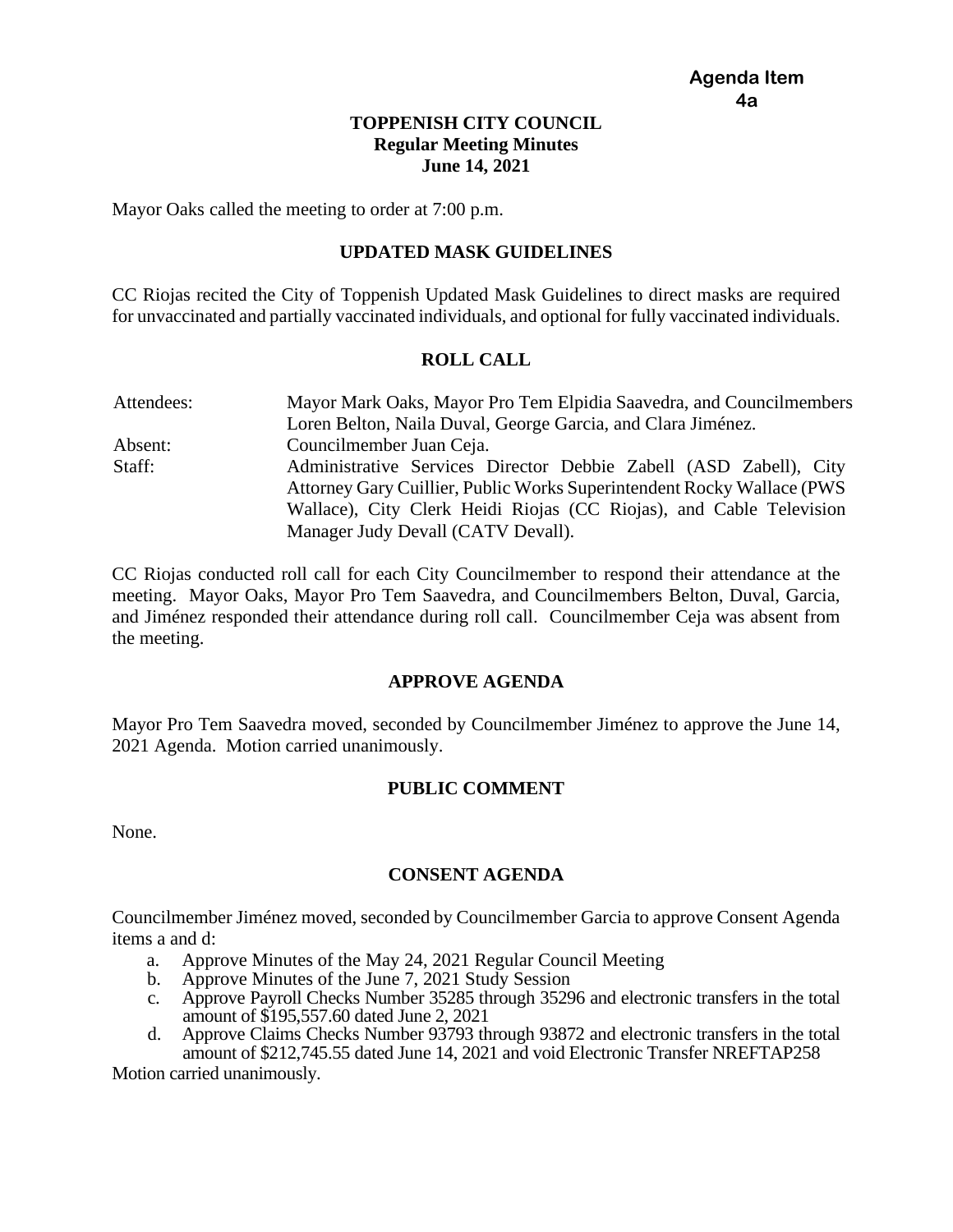**Agenda Item 4a**

# TOPPENISH CITY COUNCIL
## Regular Meeting Minutes
## June 14, 2021

Mayor Oaks called the meeting to order at 7:00 p.m.

## UPDATED MASK GUIDELINES

CC Riojas recited the City of Toppenish Updated Mask Guidelines to direct masks are required for unvaccinated and partially vaccinated individuals, and optional for fully vaccinated individuals.

## ROLL CALL

| | |
|---|---|
| Attendees: | Mayor Mark Oaks, Mayor Pro Tem Elpidia Saavedra, and Councilmembers Loren Belton, Naila Duval, George Garcia, and Clara Jiménez. |
| Absent: | Councilmember Juan Ceja. |
| Staff: | Administrative Services Director Debbie Zabell (ASD Zabell), City Attorney Gary Cuillier, Public Works Superintendent Rocky Wallace (PWS Wallace), City Clerk Heidi Riojas (CC Riojas), and Cable Television Manager Judy Devall (CATV Devall). |

CC Riojas conducted roll call for each City Councilmember to respond their attendance at the meeting. Mayor Oaks, Mayor Pro Tem Saavedra, and Councilmembers Belton, Duval, Garcia, and Jiménez responded their attendance during roll call. Councilmember Ceja was absent from the meeting.

## APPROVE AGENDA

Mayor Pro Tem Saavedra moved, seconded by Councilmember Jiménez to approve the June 14, 2021 Agenda. Motion carried unanimously.

## PUBLIC COMMENT

None.

## CONSENT AGENDA

Councilmember Jiménez moved, seconded by Councilmember Garcia to approve Consent Agenda items a and d:

a. Approve Minutes of the May 24, 2021 Regular Council Meeting
b. Approve Minutes of the June 7, 2021 Study Session
c. Approve Payroll Checks Number 35285 through 35296 and electronic transfers in the total amount of $195,557.60 dated June 2, 2021
d. Approve Claims Checks Number 93793 through 93872 and electronic transfers in the total amount of $212,745.55 dated June 14, 2021 and void Electronic Transfer NREFTAP258

Motion carried unanimously.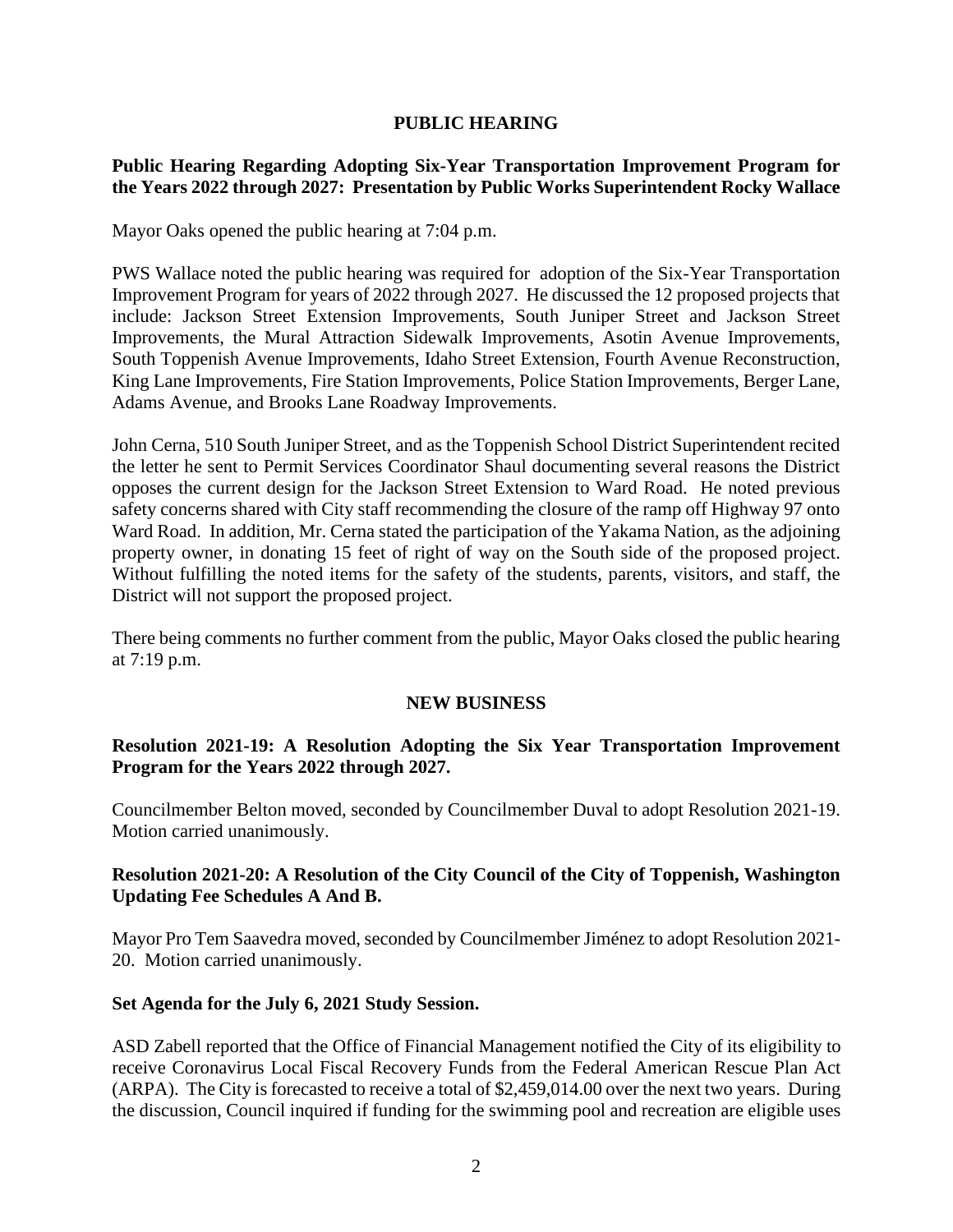## PUBLIC HEARING

**Public Hearing Regarding Adopting Six-Year Transportation Improvement Program for the Years 2022 through 2027: Presentation by Public Works Superintendent Rocky Wallace**

Mayor Oaks opened the public hearing at 7:04 p.m.

PWS Wallace noted the public hearing was required for adoption of the Six-Year Transportation Improvement Program for years of 2022 through 2027. He discussed the 12 proposed projects that include: Jackson Street Extension Improvements, South Juniper Street and Jackson Street Improvements, the Mural Attraction Sidewalk Improvements, Asotin Avenue Improvements, South Toppenish Avenue Improvements, Idaho Street Extension, Fourth Avenue Reconstruction, King Lane Improvements, Fire Station Improvements, Police Station Improvements, Berger Lane, Adams Avenue, and Brooks Lane Roadway Improvements.

John Cerna, 510 South Juniper Street, and as the Toppenish School District Superintendent recited the letter he sent to Permit Services Coordinator Shaul documenting several reasons the District opposes the current design for the Jackson Street Extension to Ward Road. He noted previous safety concerns shared with City staff recommending the closure of the ramp off Highway 97 onto Ward Road. In addition, Mr. Cerna stated the participation of the Yakama Nation, as the adjoining property owner, in donating 15 feet of right of way on the South side of the proposed project. Without fulfilling the noted items for the safety of the students, parents, visitors, and staff, the District will not support the proposed project.

There being comments no further comment from the public, Mayor Oaks closed the public hearing at 7:19 p.m.

## NEW BUSINESS

**Resolution 2021-19: A Resolution Adopting the Six Year Transportation Improvement Program for the Years 2022 through 2027.**

Councilmember Belton moved, seconded by Councilmember Duval to adopt Resolution 2021-19. Motion carried unanimously.

**Resolution 2021-20: A Resolution of the City Council of the City of Toppenish, Washington Updating Fee Schedules A And B.**

Mayor Pro Tem Saavedra moved, seconded by Councilmember Jiménez to adopt Resolution 2021-20. Motion carried unanimously.

**Set Agenda for the July 6, 2021 Study Session.**

ASD Zabell reported that the Office of Financial Management notified the City of its eligibility to receive Coronavirus Local Fiscal Recovery Funds from the Federal American Rescue Plan Act (ARPA). The City is forecasted to receive a total of $2,459,014.00 over the next two years. During the discussion, Council inquired if funding for the swimming pool and recreation are eligible uses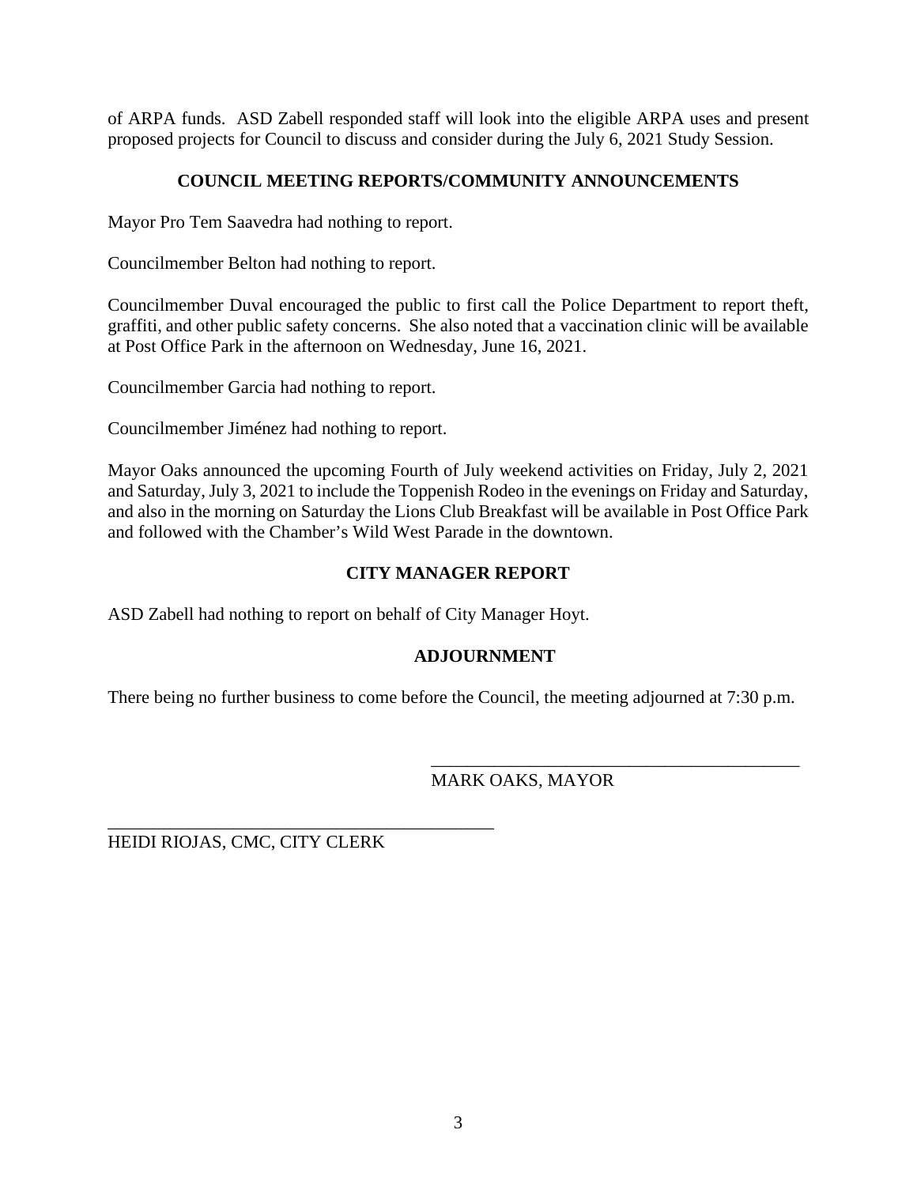of ARPA funds. ASD Zabell responded staff will look into the eligible ARPA uses and present proposed projects for Council to discuss and consider during the July 6, 2021 Study Session.

## COUNCIL MEETING REPORTS/COMMUNITY ANNOUNCEMENTS

Mayor Pro Tem Saavedra had nothing to report.

Councilmember Belton had nothing to report.

Councilmember Duval encouraged the public to first call the Police Department to report theft, graffiti, and other public safety concerns. She also noted that a vaccination clinic will be available at Post Office Park in the afternoon on Wednesday, June 16, 2021.

Councilmember Garcia had nothing to report.

Councilmember Jiménez had nothing to report.

Mayor Oaks announced the upcoming Fourth of July weekend activities on Friday, July 2, 2021 and Saturday, July 3, 2021 to include the Toppenish Rodeo in the evenings on Friday and Saturday, and also in the morning on Saturday the Lions Club Breakfast will be available in Post Office Park and followed with the Chamber's Wild West Parade in the downtown.

## CITY MANAGER REPORT

ASD Zabell had nothing to report on behalf of City Manager Hoyt.

## ADJOURNMENT

There being no further business to come before the Council, the meeting adjourned at 7:30 p.m.

\_\_\_\_\_\_\_\_\_\_\_\_\_\_\_\_\_\_\_\_\_\_\_\_\_\_\_\_\_\_\_\_\_\_\_\_\_\_\_\_\_\_

MARK OAKS, MAYOR

\_\_\_\_\_\_\_\_\_\_\_\_\_\_\_\_\_\_\_\_\_\_\_\_\_\_\_\_\_\_\_\_\_\_\_\_\_\_\_\_\_\_

HEIDI RIOJAS, CMC, CITY CLERK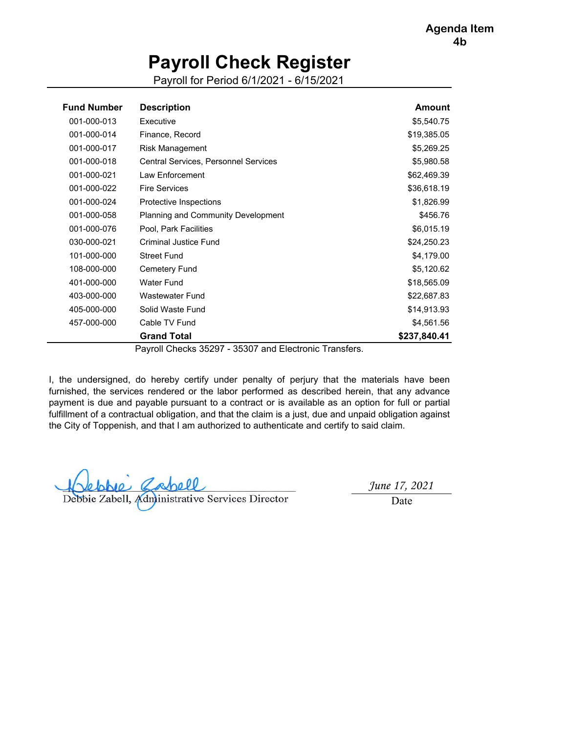Agenda Item 4b

# Payroll Check Register

Payroll for Period 6/1/2021 - 6/15/2021

| Fund Number | Description | Amount |
|---|---|---|
| 001-000-013 | Executive | $5,540.75 |
| 001-000-014 | Finance, Record | $19,385.05 |
| 001-000-017 | Risk Management | $5,269.25 |
| 001-000-018 | Central Services, Personnel Services | $5,980.58 |
| 001-000-021 | Law Enforcement | $62,469.39 |
| 001-000-022 | Fire Services | $36,618.19 |
| 001-000-024 | Protective Inspections | $1,826.99 |
| 001-000-058 | Planning and Community Development | $456.76 |
| 001-000-076 | Pool, Park Facilities | $6,015.19 |
| 030-000-021 | Criminal Justice Fund | $24,250.23 |
| 101-000-000 | Street Fund | $4,179.00 |
| 108-000-000 | Cemetery Fund | $5,120.62 |
| 401-000-000 | Water Fund | $18,565.09 |
| 403-000-000 | Wastewater Fund | $22,687.83 |
| 405-000-000 | Solid Waste Fund | $14,913.93 |
| 457-000-000 | Cable TV Fund | $4,561.56 |
| | **Grand Total** | **$237,840.41** |

Payroll Checks 35297 - 35307 and Electronic Transfers.

I, the undersigned, do hereby certify under penalty of perjury that the materials have been furnished, the services rendered or the labor performed as described herein, that any advance payment is due and payable pursuant to a contract or is available as an option for full or partial fulfillment of a contractual obligation, and that the claim is a just, due and unpaid obligation against the City of Toppenish, and that I am authorized to authenticate and certify to said claim.

Debbie Zabell, Administrative Services Director

*June 17, 2021*
Date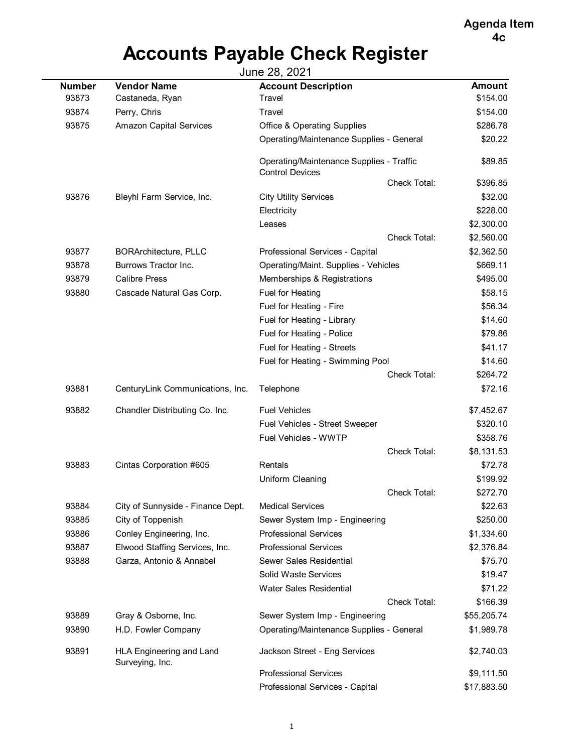**Agenda Item 4c**

# Accounts Payable Check Register

June 28, 2021

| Number | Vendor Name | Account Description | | Amount |
|---|---|---|---|---|
| 93873 | Castaneda, Ryan | Travel | | $154.00 |
| 93874 | Perry, Chris | Travel | | $154.00 |
| 93875 | Amazon Capital Services | Office & Operating Supplies | | $286.78 |
| | | Operating/Maintenance Supplies - General | | $20.22 |
| | | Operating/Maintenance Supplies - Traffic Control Devices | | $89.85 |
| | | | Check Total: | $396.85 |
| 93876 | Bleyhl Farm Service, Inc. | City Utility Services | | $32.00 |
| | | Electricity | | $228.00 |
| | | Leases | | $2,300.00 |
| | | | Check Total: | $2,560.00 |
| 93877 | BORArchitecture, PLLC | Professional Services - Capital | | $2,362.50 |
| 93878 | Burrows Tractor Inc. | Operating/Maint. Supplies - Vehicles | | $669.11 |
| 93879 | Calibre Press | Memberships & Registrations | | $495.00 |
| 93880 | Cascade Natural Gas Corp. | Fuel for Heating | | $58.15 |
| | | Fuel for Heating - Fire | | $56.34 |
| | | Fuel for Heating - Library | | $14.60 |
| | | Fuel for Heating - Police | | $79.86 |
| | | Fuel for Heating - Streets | | $41.17 |
| | | Fuel for Heating - Swimming Pool | | $14.60 |
| | | | Check Total: | $264.72 |
| 93881 | CenturyLink Communications, Inc. | Telephone | | $72.16 |
| 93882 | Chandler Distributing Co. Inc. | Fuel Vehicles | | $7,452.67 |
| | | Fuel Vehicles - Street Sweeper | | $320.10 |
| | | Fuel Vehicles - WWTP | | $358.76 |
| | | | Check Total: | $8,131.53 |
| 93883 | Cintas Corporation #605 | Rentals | | $72.78 |
| | | Uniform Cleaning | | $199.92 |
| | | | Check Total: | $272.70 |
| 93884 | City of Sunnyside - Finance Dept. | Medical Services | | $22.63 |
| 93885 | City of Toppenish | Sewer System Imp - Engineering | | $250.00 |
| 93886 | Conley Engineering, Inc. | Professional Services | | $1,334.60 |
| 93887 | Elwood Staffing Services, Inc. | Professional Services | | $2,376.84 |
| 93888 | Garza, Antonio & Annabel | Sewer Sales Residential | | $75.70 |
| | | Solid Waste Services | | $19.47 |
| | | Water Sales Residential | | $71.22 |
| | | | Check Total: | $166.39 |
| 93889 | Gray & Osborne, Inc. | Sewer System Imp - Engineering | | $55,205.74 |
| 93890 | H.D. Fowler Company | Operating/Maintenance Supplies - General | | $1,989.78 |
| 93891 | HLA Engineering and Land Surveying, Inc. | Jackson Street - Eng Services | | $2,740.03 |
| | | Professional Services | | $9,111.50 |
| | | Professional Services - Capital | | $17,883.50 |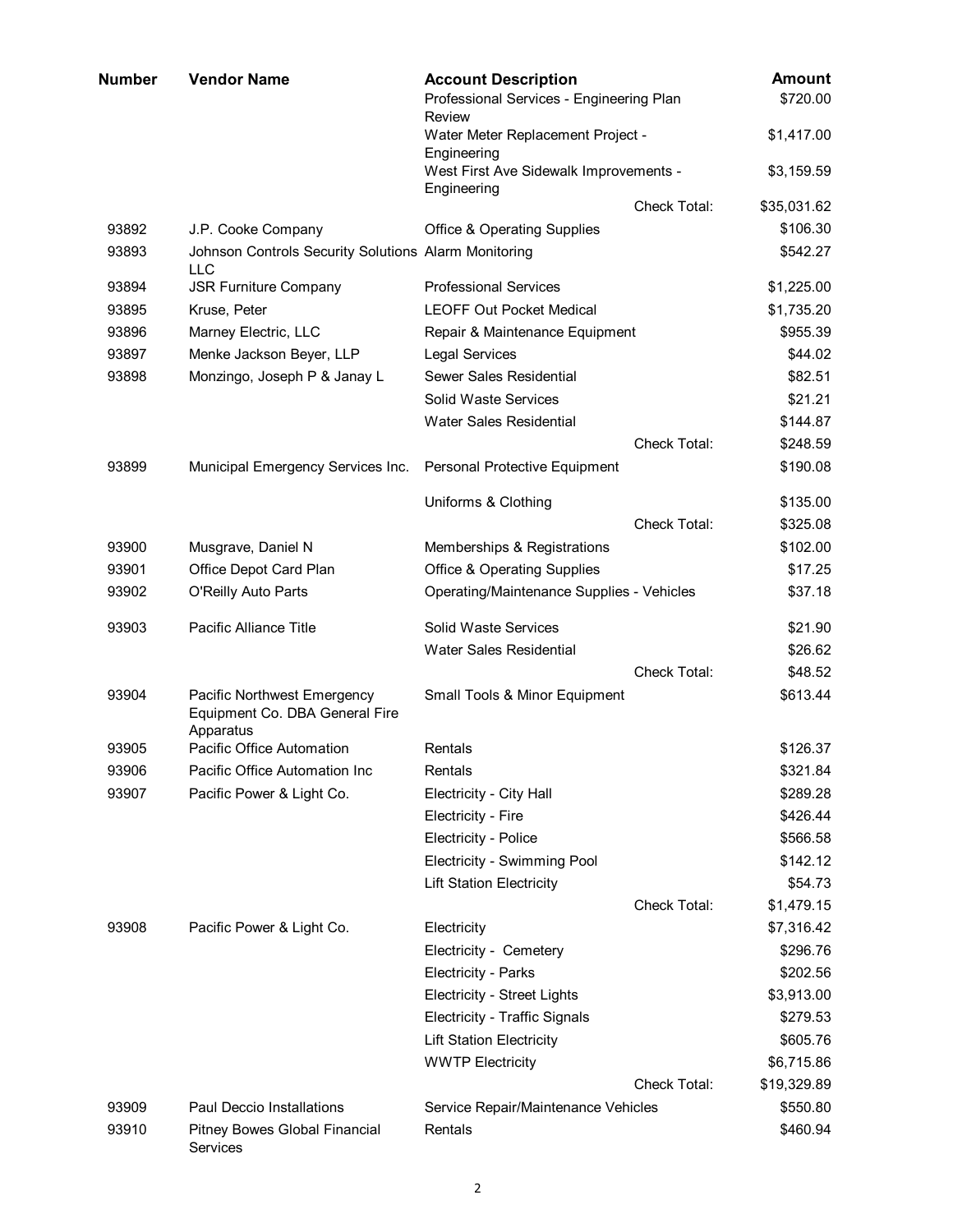| Number | Vendor Name | Account Description | | Amount |
|---|---|---|---|---|
| | | Professional Services - Engineering Plan Review | | $720.00 |
| | | Water Meter Replacement Project - Engineering | | $1,417.00 |
| | | West First Ave Sidewalk Improvements - Engineering | | $3,159.59 |
| | | | Check Total: | $35,031.62 |
| 93892 | J.P. Cooke Company | Office & Operating Supplies | | $106.30 |
| 93893 | Johnson Controls Security Solutions LLC | Alarm Monitoring | | $542.27 |
| 93894 | JSR Furniture Company | Professional Services | | $1,225.00 |
| 93895 | Kruse, Peter | LEOFF Out Pocket Medical | | $1,735.20 |
| 93896 | Marney Electric, LLC | Repair & Maintenance Equipment | | $955.39 |
| 93897 | Menke Jackson Beyer, LLP | Legal Services | | $44.02 |
| 93898 | Monzingo, Joseph P & Janay L | Sewer Sales Residential | | $82.51 |
| | | Solid Waste Services | | $21.21 |
| | | Water Sales Residential | | $144.87 |
| | | | Check Total: | $248.59 |
| 93899 | Municipal Emergency Services Inc. | Personal Protective Equipment | | $190.08 |
| | | Uniforms & Clothing | | $135.00 |
| | | | Check Total: | $325.08 |
| 93900 | Musgrave, Daniel N | Memberships & Registrations | | $102.00 |
| 93901 | Office Depot Card Plan | Office & Operating Supplies | | $17.25 |
| 93902 | O'Reilly Auto Parts | Operating/Maintenance Supplies - Vehicles | | $37.18 |
| 93903 | Pacific Alliance Title | Solid Waste Services | | $21.90 |
| | | Water Sales Residential | | $26.62 |
| | | | Check Total: | $48.52 |
| 93904 | Pacific Northwest Emergency Equipment Co. DBA General Fire Apparatus | Small Tools & Minor Equipment | | $613.44 |
| 93905 | Pacific Office Automation | Rentals | | $126.37 |
| 93906 | Pacific Office Automation Inc | Rentals | | $321.84 |
| 93907 | Pacific Power & Light Co. | Electricity - City Hall | | $289.28 |
| | | Electricity - Fire | | $426.44 |
| | | Electricity - Police | | $566.58 |
| | | Electricity - Swimming Pool | | $142.12 |
| | | Lift Station Electricity | | $54.73 |
| | | | Check Total: | $1,479.15 |
| 93908 | Pacific Power & Light Co. | Electricity | | $7,316.42 |
| | | Electricity - Cemetery | | $296.76 |
| | | Electricity - Parks | | $202.56 |
| | | Electricity - Street Lights | | $3,913.00 |
| | | Electricity - Traffic Signals | | $279.53 |
| | | Lift Station Electricity | | $605.76 |
| | | WWTP Electricity | | $6,715.86 |
| | | | Check Total: | $19,329.89 |
| 93909 | Paul Deccio Installations | Service Repair/Maintenance Vehicles | | $550.80 |
| 93910 | Pitney Bowes Global Financial Services | Rentals | | $460.94 |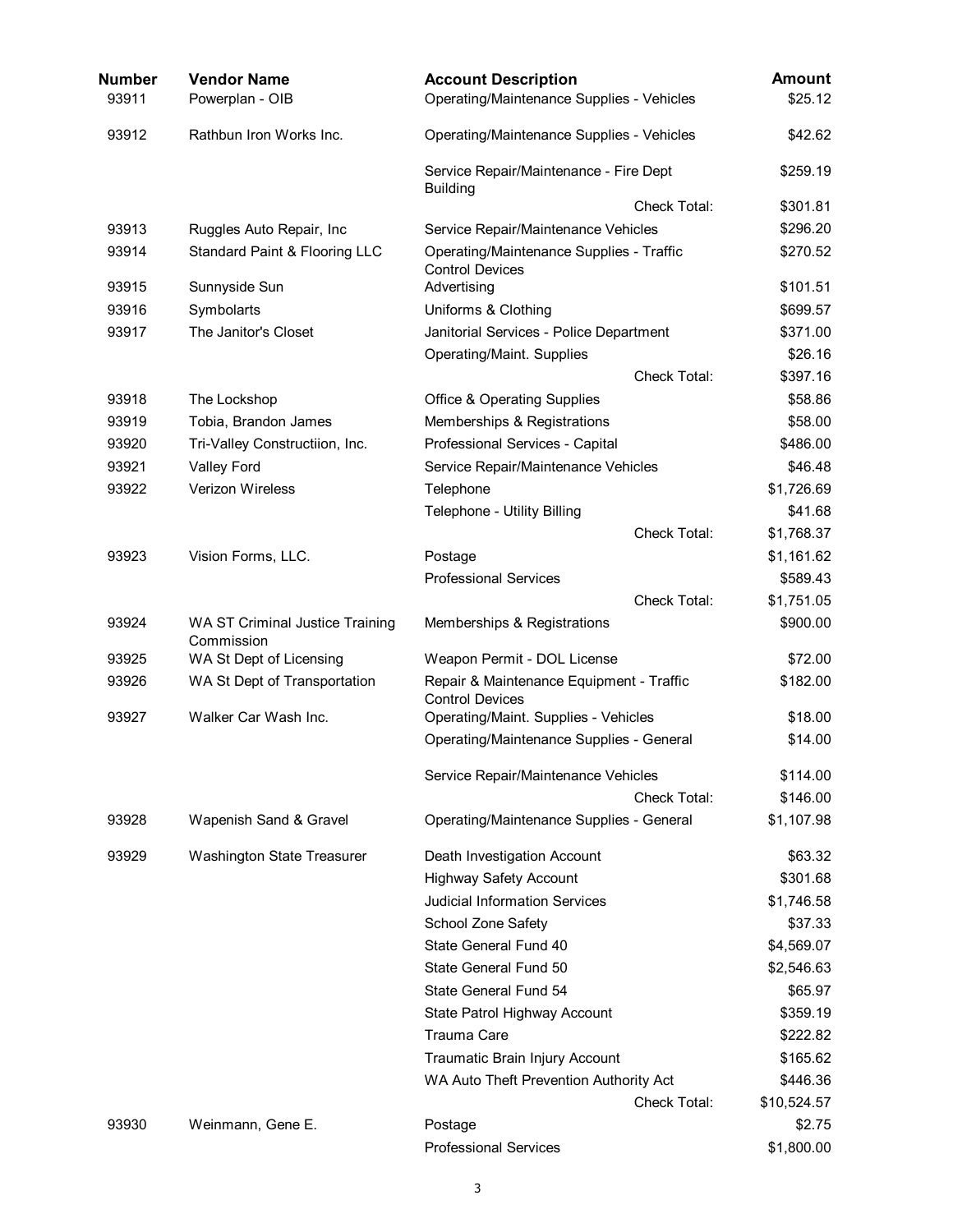| Number | Vendor Name | Account Description | Amount |
|---|---|---|---|
| 93911 | Powerplan - OIB | Operating/Maintenance Supplies - Vehicles | $25.12 |
| 93912 | Rathbun Iron Works Inc. | Operating/Maintenance Supplies - Vehicles | $42.62 |
| | | Service Repair/Maintenance - Fire Dept Building | $259.19 |
| | | Check Total: | $301.81 |
| 93913 | Ruggles Auto Repair, Inc | Service Repair/Maintenance Vehicles | $296.20 |
| 93914 | Standard Paint & Flooring LLC | Operating/Maintenance Supplies - Traffic Control Devices | $270.52 |
| 93915 | Sunnyside Sun | Advertising | $101.51 |
| 93916 | Symbolarts | Uniforms & Clothing | $699.57 |
| 93917 | The Janitor's Closet | Janitorial Services - Police Department | $371.00 |
| | | Operating/Maint. Supplies | $26.16 |
| | | Check Total: | $397.16 |
| 93918 | The Lockshop | Office & Operating Supplies | $58.86 |
| 93919 | Tobia, Brandon James | Memberships & Registrations | $58.00 |
| 93920 | Tri-Valley Constructiion, Inc. | Professional Services - Capital | $486.00 |
| 93921 | Valley Ford | Service Repair/Maintenance Vehicles | $46.48 |
| 93922 | Verizon Wireless | Telephone | $1,726.69 |
| | | Telephone - Utility Billing | $41.68 |
| | | Check Total: | $1,768.37 |
| 93923 | Vision Forms, LLC. | Postage | $1,161.62 |
| | | Professional Services | $589.43 |
| | | Check Total: | $1,751.05 |
| 93924 | WA ST Criminal Justice Training Commission | Memberships & Registrations | $900.00 |
| 93925 | WA St Dept of Licensing | Weapon Permit - DOL License | $72.00 |
| 93926 | WA St Dept of Transportation | Repair & Maintenance Equipment - Traffic Control Devices | $182.00 |
| 93927 | Walker Car Wash Inc. | Operating/Maint. Supplies - Vehicles | $18.00 |
| | | Operating/Maintenance Supplies - General | $14.00 |
| | | Service Repair/Maintenance Vehicles | $114.00 |
| | | Check Total: | $146.00 |
| 93928 | Wapenish Sand & Gravel | Operating/Maintenance Supplies - General | $1,107.98 |
| 93929 | Washington State Treasurer | Death Investigation Account | $63.32 |
| | | Highway Safety Account | $301.68 |
| | | Judicial Information Services | $1,746.58 |
| | | School Zone Safety | $37.33 |
| | | State General Fund 40 | $4,569.07 |
| | | State General Fund 50 | $2,546.63 |
| | | State General Fund 54 | $65.97 |
| | | State Patrol Highway Account | $359.19 |
| | | Trauma Care | $222.82 |
| | | Traumatic Brain Injury Account | $165.62 |
| | | WA Auto Theft Prevention Authority Act | $446.36 |
| | | Check Total: | $10,524.57 |
| 93930 | Weinmann, Gene E. | Postage | $2.75 |
| | | Professional Services | $1,800.00 |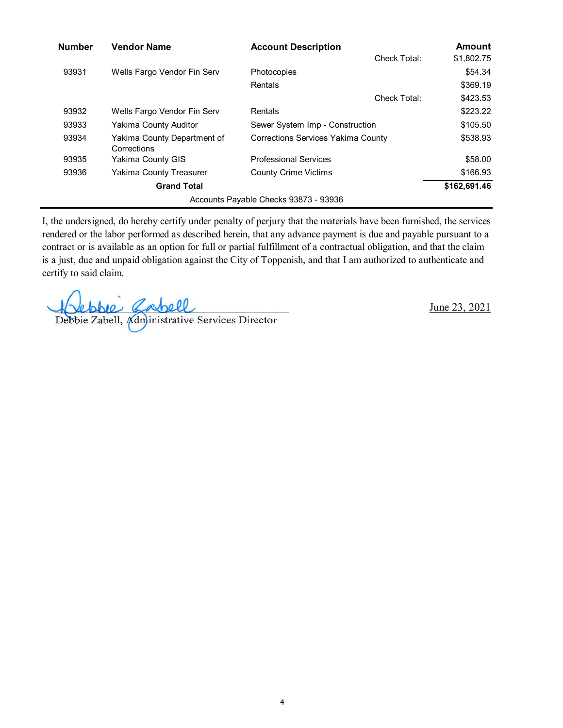| Number | Vendor Name | Account Description | | Amount |
|---|---|---|---|---|
| | | | Check Total: | $1,802.75 |
| 93931 | Wells Fargo Vendor Fin Serv | Photocopies | | $54.34 |
| | | Rentals | | $369.19 |
| | | | Check Total: | $423.53 |
| 93932 | Wells Fargo Vendor Fin Serv | Rentals | | $223.22 |
| 93933 | Yakima County Auditor | Sewer System Imp - Construction | | $105.50 |
| 93934 | Yakima County Department of Corrections | Corrections Services Yakima County | | $538.93 |
| 93935 | Yakima County GIS | Professional Services | | $58.00 |
| 93936 | Yakima County Treasurer | County Crime Victims | | $166.93 |
| | **Grand Total** | | | **$162,691.46** |

Accounts Payable Checks 93873 - 93936

I, the undersigned, do hereby certify under penalty of perjury that the materials have been furnished, the services rendered or the labor performed as described herein, that any advance payment is due and payable pursuant to a contract or is available as an option for full or partial fulfillment of a contractual obligation, and that the claim is a just, due and unpaid obligation against the City of Toppenish, and that I am authorized to authenticate and certify to said claim.

Debbie Zabell, Administrative Services Director

June 23, 2021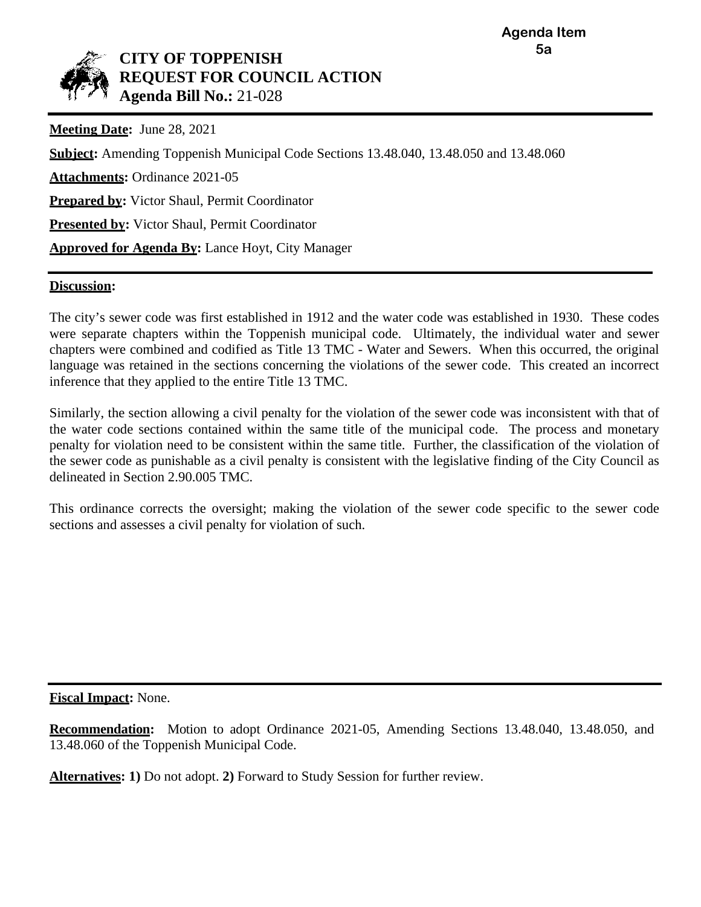**Agenda Item 5a**

# CITY OF TOPPENISH
## REQUEST FOR COUNCIL ACTION
**Agenda Bill No.:** 21-028

---

**Meeting Date:** June 28, 2021

**Subject:** Amending Toppenish Municipal Code Sections 13.48.040, 13.48.050 and 13.48.060

**Attachments:** Ordinance 2021-05

**Prepared by:** Victor Shaul, Permit Coordinator

**Presented by:** Victor Shaul, Permit Coordinator

**Approved for Agenda By:** Lance Hoyt, City Manager

---

**Discussion:**

The city's sewer code was first established in 1912 and the water code was established in 1930. These codes were separate chapters within the Toppenish municipal code. Ultimately, the individual water and sewer chapters were combined and codified as Title 13 TMC - Water and Sewers. When this occurred, the original language was retained in the sections concerning the violations of the sewer code. This created an incorrect inference that they applied to the entire Title 13 TMC.

Similarly, the section allowing a civil penalty for the violation of the sewer code was inconsistent with that of the water code sections contained within the same title of the municipal code. The process and monetary penalty for violation need to be consistent within the same title. Further, the classification of the violation of the sewer code as punishable as a civil penalty is consistent with the legislative finding of the City Council as delineated in Section 2.90.005 TMC.

This ordinance corrects the oversight; making the violation of the sewer code specific to the sewer code sections and assesses a civil penalty for violation of such.

---

**Fiscal Impact:** None.

**Recommendation:** Motion to adopt Ordinance 2021-05, Amending Sections 13.48.040, 13.48.050, and 13.48.060 of the Toppenish Municipal Code.

**Alternatives: 1)** Do not adopt. **2)** Forward to Study Session for further review.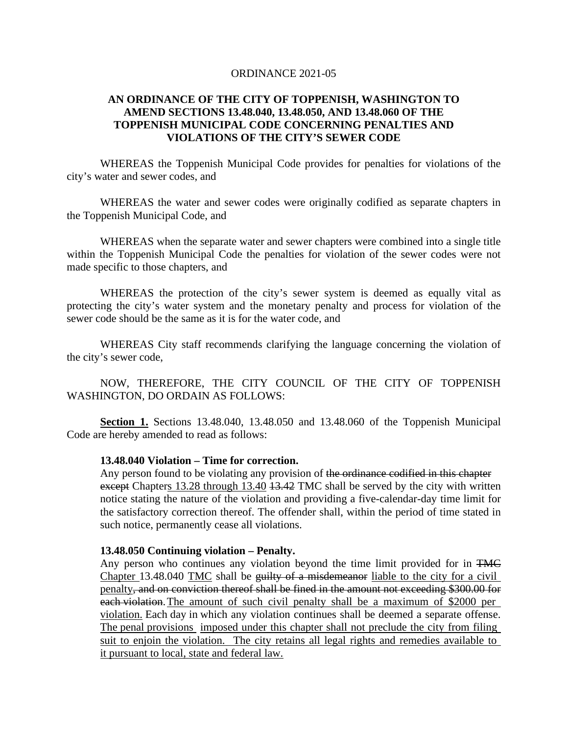ORDINANCE 2021-05

**AN ORDINANCE OF THE CITY OF TOPPENISH, WASHINGTON TO AMEND SECTIONS 13.48.040, 13.48.050, AND 13.48.060 OF THE TOPPENISH MUNICIPAL CODE CONCERNING PENALTIES AND VIOLATIONS OF THE CITY'S SEWER CODE**

WHEREAS the Toppenish Municipal Code provides for penalties for violations of the city's water and sewer codes, and

WHEREAS the water and sewer codes were originally codified as separate chapters in the Toppenish Municipal Code, and

WHEREAS when the separate water and sewer chapters were combined into a single title within the Toppenish Municipal Code the penalties for violation of the sewer codes were not made specific to those chapters, and

WHEREAS the protection of the city's sewer system is deemed as equally vital as protecting the city's water system and the monetary penalty and process for violation of the sewer code should be the same as it is for the water code, and

WHEREAS City staff recommends clarifying the language concerning the violation of the city's sewer code,

NOW, THEREFORE, THE CITY COUNCIL OF THE CITY OF TOPPENISH WASHINGTON, DO ORDAIN AS FOLLOWS:

**<u>Section 1.</u>** Sections 13.48.040, 13.48.050 and 13.48.060 of the Toppenish Municipal Code are hereby amended to read as follows:

**13.48.040 Violation – Time for correction.**

Any person found to be violating any provision of ~~the ordinance codified in this chapter except~~ Chapter<u>s 13.28 through 13.40</u> ~~13.42~~ TMC shall be served by the city with written notice stating the nature of the violation and providing a five-calendar-day time limit for the satisfactory correction thereof. The offender shall, within the period of time stated in such notice, permanently cease all violations.

**13.48.050 Continuing violation – Penalty.**

Any person who continues any violation beyond the time limit provided for in ~~TMC~~ <u>Chapter</u> 13.48.040 <u>TMC</u> shall be ~~guilty of a misdemeanor~~ <u>liable to the city for a civil penalty</u>~~, and on conviction thereof shall be fined in the amount not exceeding $300.00 for each violation~~. <u>The amount of such civil penalty shall be a maximum of $2000 per violation.</u> Each day in which any violation continues shall be deemed a separate offense. <u>The penal provisions imposed under this chapter shall not preclude the city from filing suit to enjoin the violation. The city retains all legal rights and remedies available to it pursuant to local, state and federal law.</u>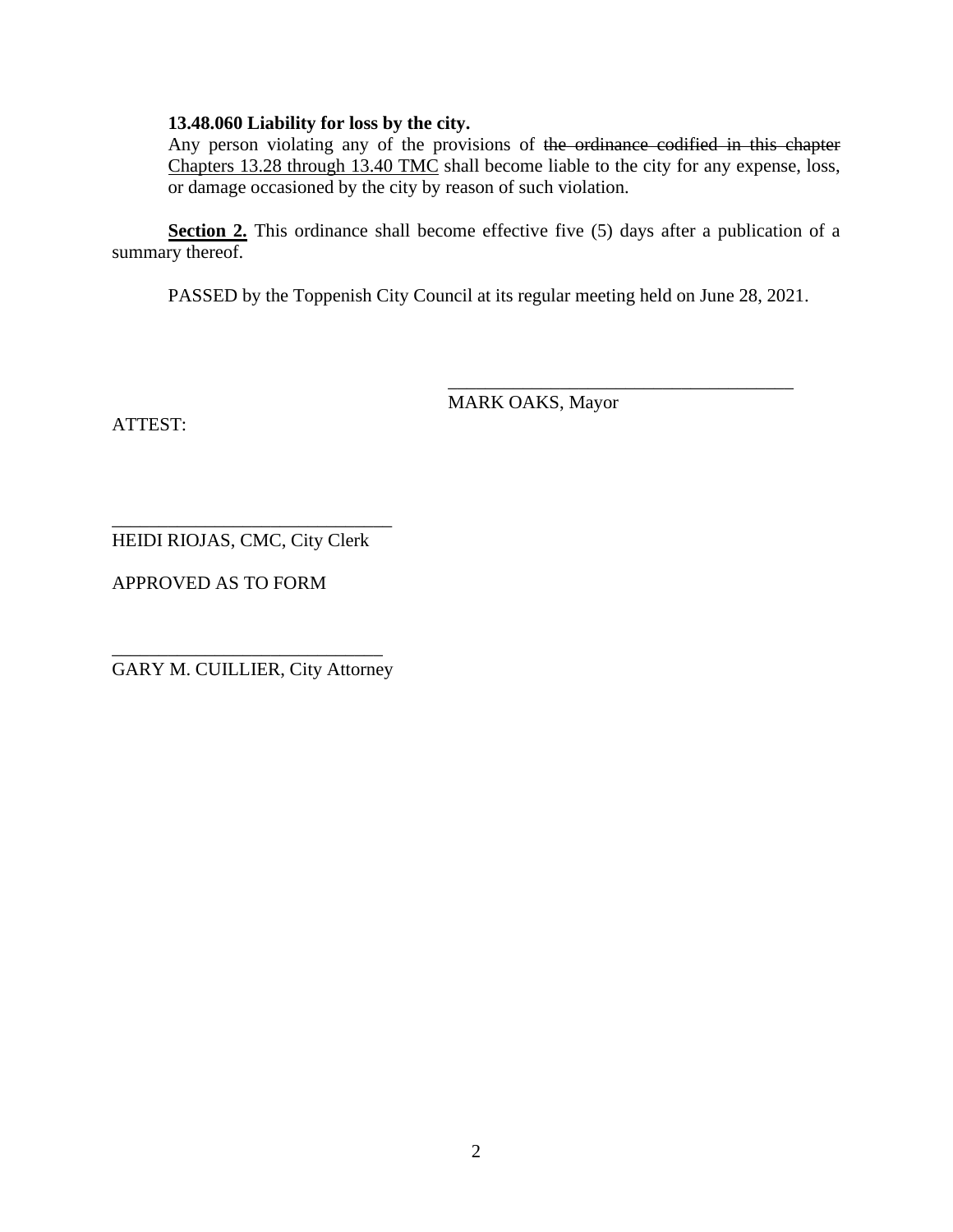**13.48.060 Liability for loss by the city.**

Any person violating any of the provisions of ~~the ordinance codified in this chapter~~ <u>Chapters 13.28 through 13.40 TMC</u> shall become liable to the city for any expense, loss, or damage occasioned by the city by reason of such violation.

**<u>Section 2.</u>** This ordinance shall become effective five (5) days after a publication of a summary thereof.

PASSED by the Toppenish City Council at its regular meeting held on June 28, 2021.

\_\_\_\_\_\_\_\_\_\_\_\_\_\_\_\_\_\_\_\_\_\_\_\_\_\_\_\_\_\_\_\_\_\_\_\_\_\_

MARK OAKS, Mayor

ATTEST:

\_\_\_\_\_\_\_\_\_\_\_\_\_\_\_\_\_\_\_\_\_\_\_\_\_\_\_\_\_\_

HEIDI RIOJAS, CMC, City Clerk

APPROVED AS TO FORM

\_\_\_\_\_\_\_\_\_\_\_\_\_\_\_\_\_\_\_\_\_\_\_\_\_\_\_\_\_\_

GARY M. CUILLIER, City Attorney